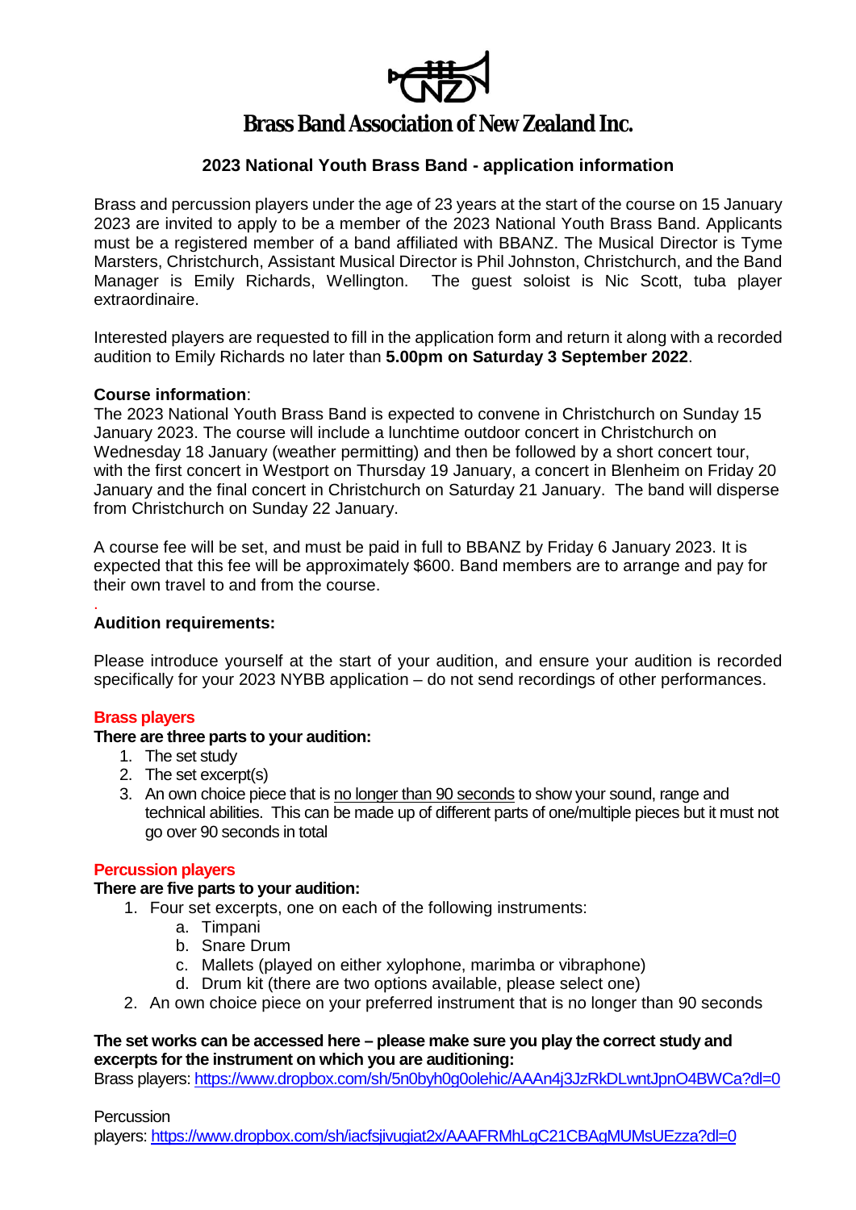# Brass Band Association of New Zealand Inc.

## 2023 National Youth Brass Band - application information

Brass and percussion players under the age of 23 years at the start of the course on 15 January 2023 are invited to apply to be a member of the 2023 National Youth Brass Band. Applicants must be a registered member of a band affiliated with BBANZ. The Musical Director is Tyme Marsters, Christchurch, Assistant Musical Director is Phil Johnston, Christchurch, and the Band Manager is Emily Richards, Wellington. The guest soloist is Nic Scott, tuba player extraordinaire.

Interested players are requested to fill in the application form and return it along with a recorded audition to Emily Richards no later than **5.00pm on Saturday 3 September 2022**.

**Course information**:
The 2023 National Youth Brass Band is expected to convene in Christchurch on Sunday 15 January 2023. The course will include a lunchtime outdoor concert in Christchurch on Wednesday 18 January (weather permitting) and then be followed by a short concert tour, with the first concert in Westport on Thursday 19 January, a concert in Blenheim on Friday 20 January and the final concert in Christchurch on Saturday 21 January. The band will disperse from Christchurch on Sunday 22 January.

A course fee will be set, and must be paid in full to BBANZ by Friday 6 January 2023. It is expected that this fee will be approximately $600. Band members are to arrange and pay for their own travel to and from the course.

**Audition requirements:**

Please introduce yourself at the start of your audition, and ensure your audition is recorded specifically for your 2023 NYBB application – do not send recordings of other performances.

**Brass players**

**There are three parts to your audition:**

1. The set study
2. The set excerpt(s)
3. An own choice piece that is no longer than 90 seconds to show your sound, range and technical abilities. This can be made up of different parts of one/multiple pieces but it must not go over 90 seconds in total

**Percussion players**

**There are five parts to your audition:**

1. Four set excerpts, one on each of the following instruments:
   a. Timpani
   b. Snare Drum
   c. Mallets (played on either xylophone, marimba or vibraphone)
   d. Drum kit (there are two options available, please select one)
2. An own choice piece on your preferred instrument that is no longer than 90 seconds

**The set works can be accessed here – please make sure you play the correct study and excerpts for the instrument on which you are auditioning:**
Brass players: https://www.dropbox.com/sh/5n0byh0g0olehic/AAAn4j3JzRkDLwntJpnO4BWCa?dl=0

Percussion players: https://www.dropbox.com/sh/iacfsjivugiat2x/AAAFRMhLgC21CBAgMUMsUEzza?dl=0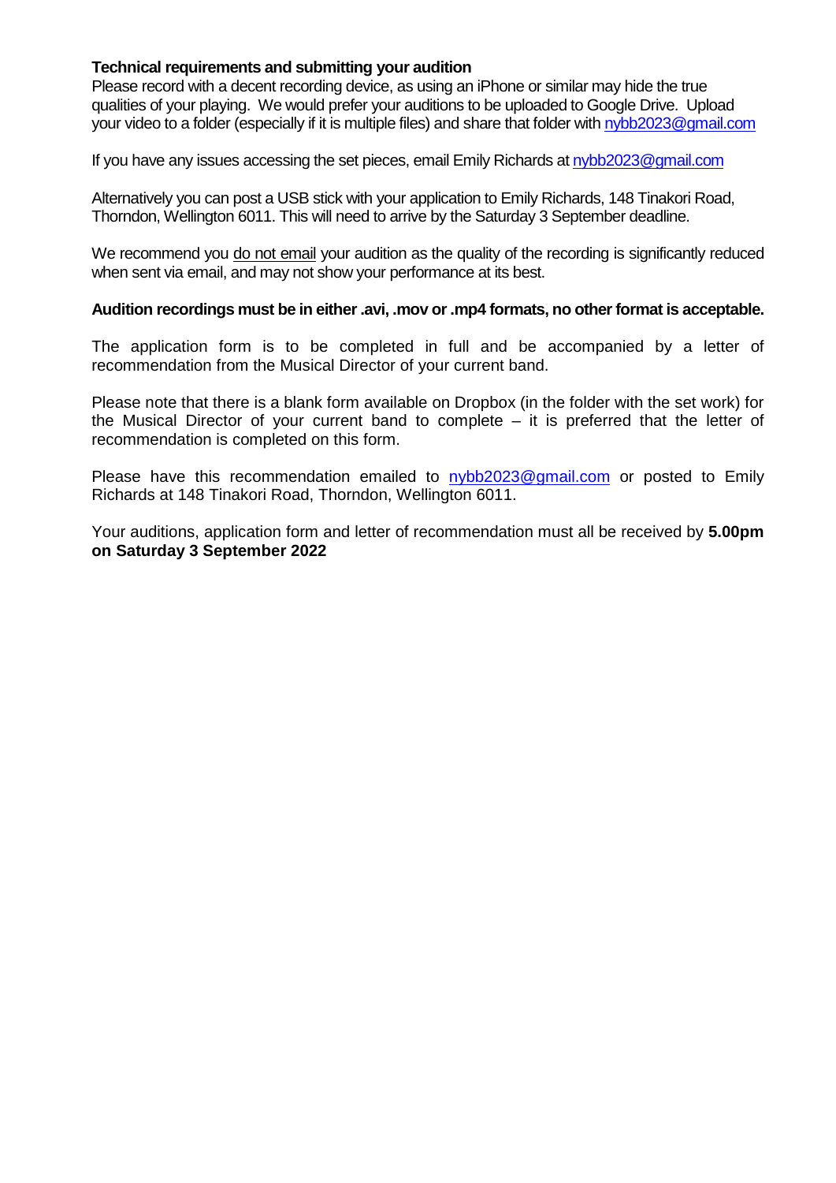**Technical requirements and submitting your audition**
Please record with a decent recording device, as using an iPhone or similar may hide the true qualities of your playing. We would prefer your auditions to be uploaded to Google Drive. Upload your video to a folder (especially if it is multiple files) and share that folder with nybb2023@gmail.com

If you have any issues accessing the set pieces, email Emily Richards at nybb2023@gmail.com

Alternatively you can post a USB stick with your application to Emily Richards, 148 Tinakori Road, Thorndon, Wellington 6011. This will need to arrive by the Saturday 3 September deadline.

We recommend you do not email your audition as the quality of the recording is significantly reduced when sent via email, and may not show your performance at its best.

**Audition recordings must be in either .avi, .mov or .mp4 formats, no other format is acceptable.**

The application form is to be completed in full and be accompanied by a letter of recommendation from the Musical Director of your current band.

Please note that there is a blank form available on Dropbox (in the folder with the set work) for the Musical Director of your current band to complete – it is preferred that the letter of recommendation is completed on this form.

Please have this recommendation emailed to nybb2023@gmail.com or posted to Emily Richards at 148 Tinakori Road, Thorndon, Wellington 6011.

Your auditions, application form and letter of recommendation must all be received by **5.00pm on Saturday 3 September 2022**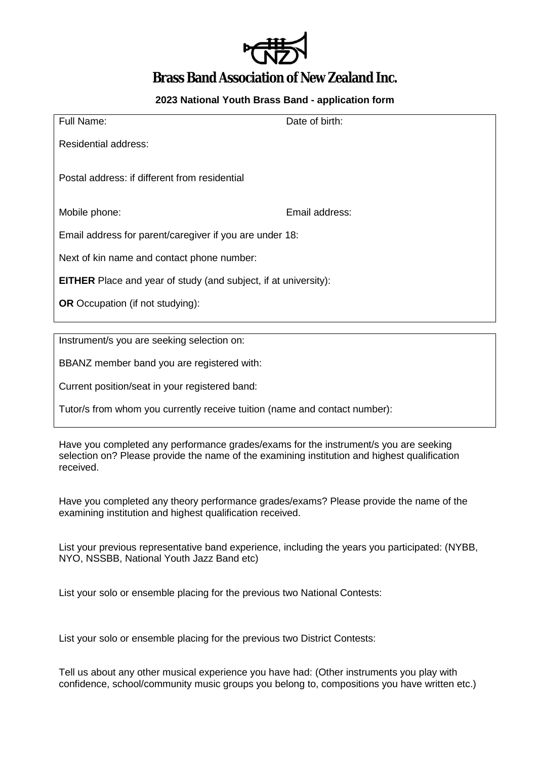# Brass Band Association of New Zealand Inc.

**2023 National Youth Brass Band - application form**

| | |
|---|---|
| Full Name: | Date of birth: |
| Residential address: | |
| Postal address: if different from residential | |
| Mobile phone: | Email address: |
| Email address for parent/caregiver if you are under 18: | |
| Next of kin name and contact phone number: | |
| **EITHER** Place and year of study (and subject, if at university): | |
| **OR** Occupation (if not studying): | |

| |
|---|
| Instrument/s you are seeking selection on: |
| BBANZ member band you are registered with: |
| Current position/seat in your registered band: |
| Tutor/s from whom you currently receive tuition (name and contact number): |

Have you completed any performance grades/exams for the instrument/s you are seeking selection on? Please provide the name of the examining institution and highest qualification received.

Have you completed any theory performance grades/exams? Please provide the name of the examining institution and highest qualification received.

List your previous representative band experience, including the years you participated: (NYBB, NYO, NSSBB, National Youth Jazz Band etc)

List your solo or ensemble placing for the previous two National Contests:

List your solo or ensemble placing for the previous two District Contests:

Tell us about any other musical experience you have had: (Other instruments you play with confidence, school/community music groups you belong to, compositions you have written etc.)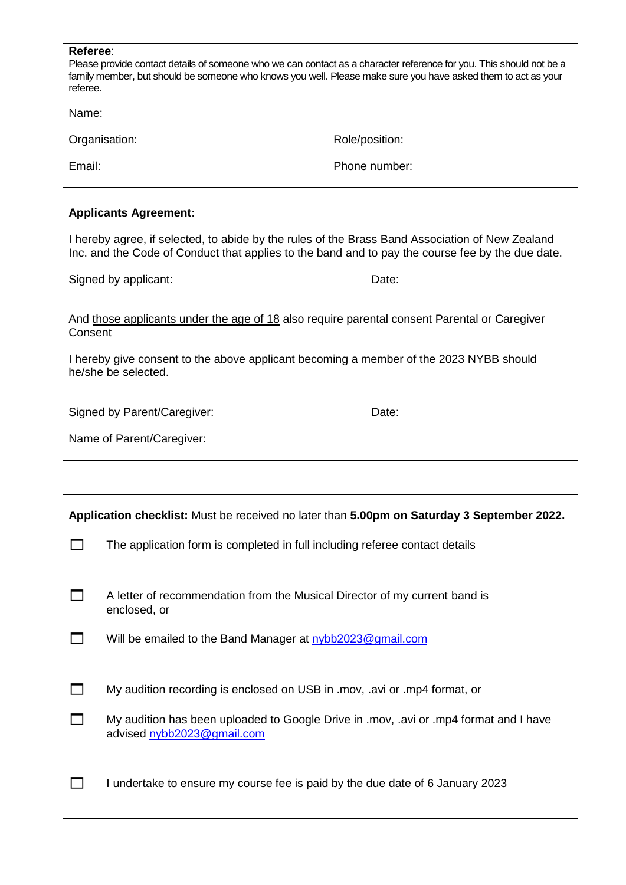**Referee**:
Please provide contact details of someone who we can contact as a character reference for you. This should not be a family member, but should be someone who knows you well. Please make sure you have asked them to act as your referee.

Name:

Organisation: Role/position:

Email: Phone number:

**Applicants Agreement:**

I hereby agree, if selected, to abide by the rules of the Brass Band Association of New Zealand Inc. and the Code of Conduct that applies to the band and to pay the course fee by the due date.

Signed by applicant: Date:

And <u>those applicants under the age of 18</u> also require parental consent Parental or Caregiver Consent

I hereby give consent to the above applicant becoming a member of the 2023 NYBB should he/she be selected.

Signed by Parent/Caregiver: Date:

Name of Parent/Caregiver:

**Application checklist:** Must be received no later than **5.00pm on Saturday 3 September 2022.**

- ☐ The application form is completed in full including referee contact details
- ☐ A letter of recommendation from the Musical Director of my current band is enclosed, or
- ☐ Will be emailed to the Band Manager at nybb2023@gmail.com
- ☐ My audition recording is enclosed on USB in .mov, .avi or .mp4 format, or
- ☐ My audition has been uploaded to Google Drive in .mov, .avi or .mp4 format and I have advised nybb2023@gmail.com
- ☐ I undertake to ensure my course fee is paid by the due date of 6 January 2023